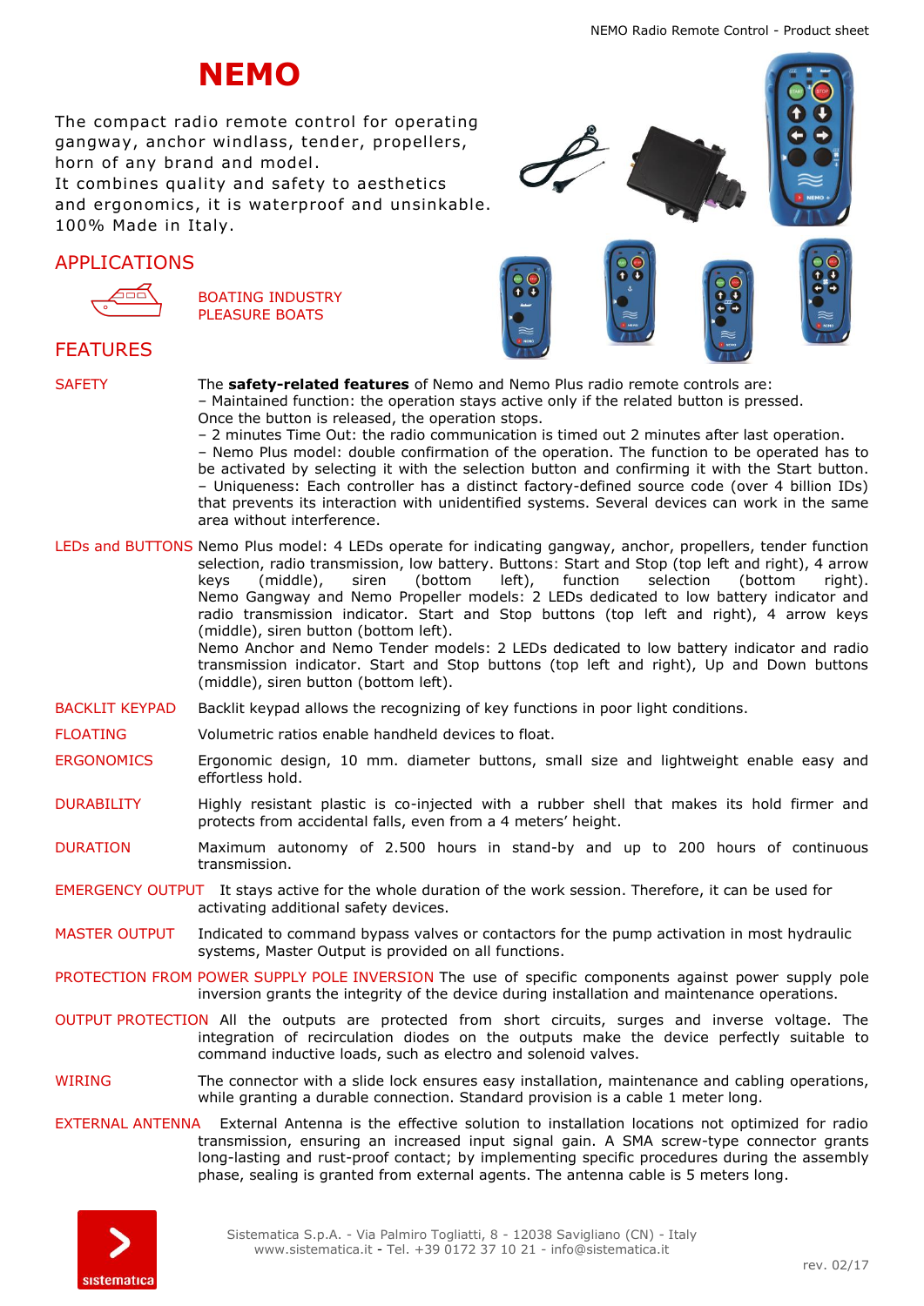# NEMO

The compact radio remote control for operating gangway, anchor windlass, tender, propellers, horn of any brand and model.
It combines quality and safety to aesthetics and ergonomics, it is waterproof and unsinkable.
100% Made in Italy.

## APPLICATIONS

BOATING INDUSTRY
PLEASURE BOATS

## FEATURES

**SAFETY**

The **safety-related features** of Nemo and Nemo Plus radio remote controls are:
– Maintained function: the operation stays active only if the related button is pressed. Once the button is released, the operation stops.
– 2 minutes Time Out: the radio communication is timed out 2 minutes after last operation.
– Nemo Plus model: double confirmation of the operation. The function to be operated has to be activated by selecting it with the selection button and confirming it with the Start button.
– Uniqueness: Each controller has a distinct factory-defined source code (over 4 billion IDs) that prevents its interaction with unidentified systems. Several devices can work in the same area without interference.

**LEDs and BUTTONS**

Nemo Plus model: 4 LEDs operate for indicating gangway, anchor, propellers, tender function selection, radio transmission, low battery. Buttons: Start and Stop (top left and right), 4 arrow keys (middle), siren (bottom left), function selection (bottom right).
Nemo Gangway and Nemo Propeller models: 2 LEDs dedicated to low battery indicator and radio transmission indicator. Start and Stop buttons (top left and right), 4 arrow keys (middle), siren button (bottom left).
Nemo Anchor and Nemo Tender models: 2 LEDs dedicated to low battery indicator and radio transmission indicator. Start and Stop buttons (top left and right), Up and Down buttons (middle), siren button (bottom left).

**BACKLIT KEYPAD**

Backlit keypad allows the recognizing of key functions in poor light conditions.

**FLOATING**

Volumetric ratios enable handheld devices to float.

**ERGONOMICS**

Ergonomic design, 10 mm. diameter buttons, small size and lightweight enable easy and effortless hold.

**DURABILITY**

Highly resistant plastic is co-injected with a rubber shell that makes its hold firmer and protects from accidental falls, even from a 4 meters' height.

**DURATION**

Maximum autonomy of 2.500 hours in stand-by and up to 200 hours of continuous transmission.

**EMERGENCY OUTPUT**

It stays active for the whole duration of the work session. Therefore, it can be used for activating additional safety devices.

**MASTER OUTPUT**

Indicated to command bypass valves or contactors for the pump activation in most hydraulic systems, Master Output is provided on all functions.

**PROTECTION FROM POWER SUPPLY POLE INVERSION**

The use of specific components against power supply pole inversion grants the integrity of the device during installation and maintenance operations.

**OUTPUT PROTECTION**

All the outputs are protected from short circuits, surges and inverse voltage. The integration of recirculation diodes on the outputs make the device perfectly suitable to command inductive loads, such as electro and solenoid valves.

**WIRING**

The connector with a slide lock ensures easy installation, maintenance and cabling operations, while granting a durable connection. Standard provision is a cable 1 meter long.

**EXTERNAL ANTENNA**

External Antenna is the effective solution to installation locations not optimized for radio transmission, ensuring an increased input signal gain. A SMA screw-type connector grants long-lasting and rust-proof contact; by implementing specific procedures during the assembly phase, sealing is granted from external agents. The antenna cable is 5 meters long.

Sistematica S.p.A. - Via Palmiro Togliatti, 8 - 12038 Savigliano (CN) - Italy
www.sistematica.it - Tel. +39 0172 37 10 21 - info@sistematica.it

rev. 02/17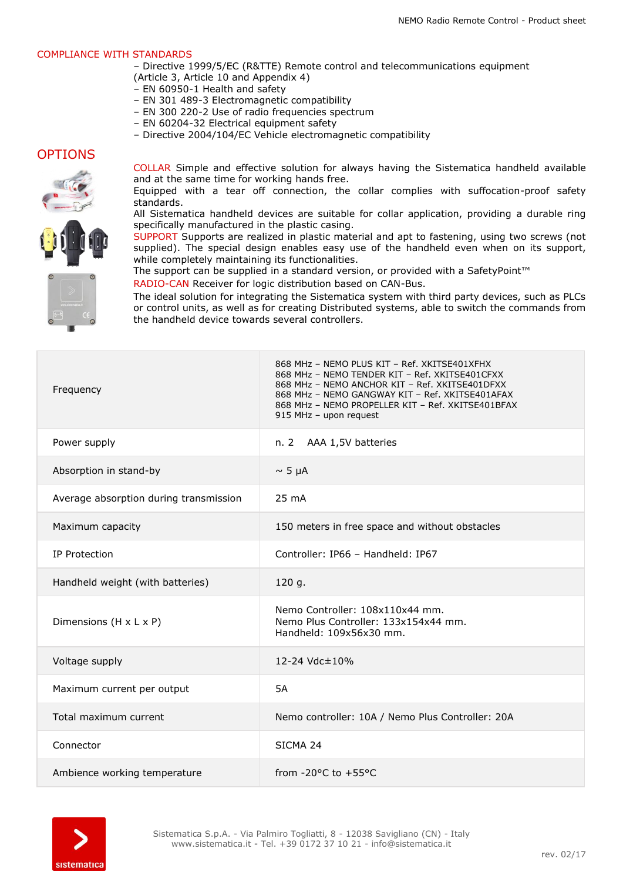## COMPLIANCE WITH STANDARDS

- Directive 1999/5/EC (R&TTE) Remote control and telecommunications equipment (Article 3, Article 10 and Appendix 4)
- EN 60950-1 Health and safety
- EN 301 489-3 Electromagnetic compatibility
- EN 300 220-2 Use of radio frequencies spectrum
- EN 60204-32 Electrical equipment safety
- Directive 2004/104/EC Vehicle electromagnetic compatibility

# OPTIONS

COLLAR Simple and effective solution for always having the Sistematica handheld available and at the same time for working hands free.
Equipped with a tear off connection, the collar complies with suffocation-proof safety standards.
All Sistematica handheld devices are suitable for collar application, providing a durable ring specifically manufactured in the plastic casing.

SUPPORT Supports are realized in plastic material and apt to fastening, using two screws (not supplied). The special design enables easy use of the handheld even when on its support, while completely maintaining its functionalities.
The support can be supplied in a standard version, or provided with a SafetyPoint™

RADIO-CAN Receiver for logic distribution based on CAN-Bus.
The ideal solution for integrating the Sistematica system with third party devices, such as PLCs or control units, as well as for creating Distributed systems, able to switch the commands from the handheld device towards several controllers.

| | |
|---|---|
| Frequency | 868 MHz – NEMO PLUS KIT – Ref. XKITSE401XFHX<br>868 MHz – NEMO TENDER KIT – Ref. XKITSE401CFXX<br>868 MHz – NEMO ANCHOR KIT – Ref. XKITSE401DFXX<br>868 MHz – NEMO GANGWAY KIT – Ref. XKITSE401AFAX<br>868 MHz – NEMO PROPELLER KIT – Ref. XKITSE401BFAX<br>915 MHz – upon request |
| Power supply | n. 2 AAA 1,5V batteries |
| Absorption in stand-by | ~ 5 μA |
| Average absorption during transmission | 25 mA |
| Maximum capacity | 150 meters in free space and without obstacles |
| IP Protection | Controller: IP66 – Handheld: IP67 |
| Handheld weight (with batteries) | 120 g. |
| Dimensions (H x L x P) | Nemo Controller: 108x110x44 mm.<br>Nemo Plus Controller: 133x154x44 mm.<br>Handheld: 109x56x30 mm. |
| Voltage supply | 12-24 Vdc±10% |
| Maximum current per output | 5A |
| Total maximum current | Nemo controller: 10A / Nemo Plus Controller: 20A |
| Connector | SICMA 24 |
| Ambience working temperature | from -20°C to +55°C |

Sistematica S.p.A. - Via Palmiro Togliatti, 8 - 12038 Savigliano (CN) - Italy
www.sistematica.it - Tel. +39 0172 37 10 21 - info@sistematica.it

rev. 02/17